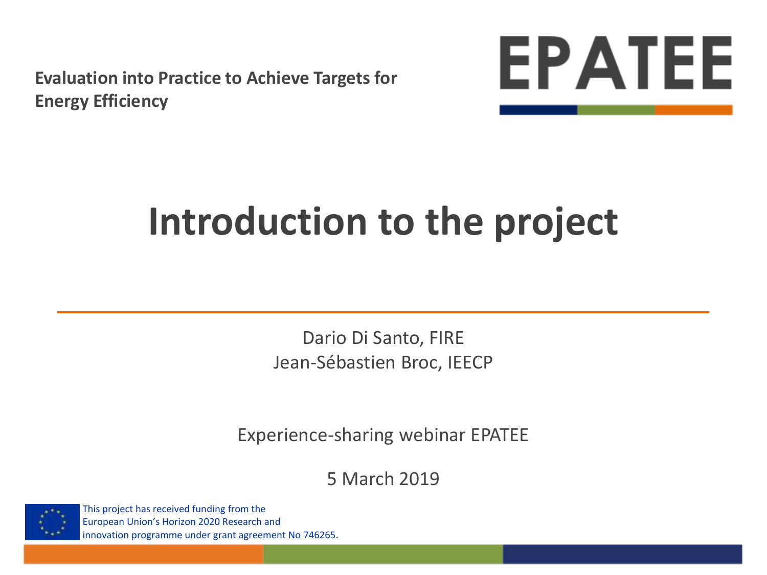**Evaluation into Practice to Achieve Targets for Energy Efficiency**

EPATEE

# Introduction to the project

Dario Di Santo, FIRE
Jean-Sébastien Broc, IEECP

Experience-sharing webinar EPATEE

5 March 2019

This project has received funding from the European Union's Horizon 2020 Research and innovation programme under grant agreement No 746265.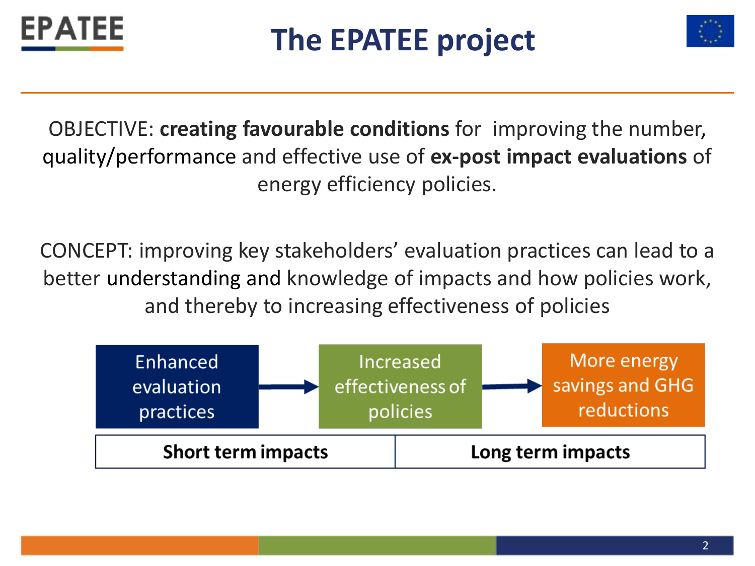# The EPATEE project

OBJECTIVE: **creating favourable conditions** for improving the number, quality/performance and effective use of **ex-post impact evaluations** of energy efficiency policies.

CONCEPT: improving key stakeholders' evaluation practices can lead to a better understanding and knowledge of impacts and how policies work, and thereby to increasing effectiveness of policies

Enhanced evaluation practices → Increased effectiveness of policies → More energy savings and GHG reductions

| **Short term impacts** | **Long term impacts** |
|---|---|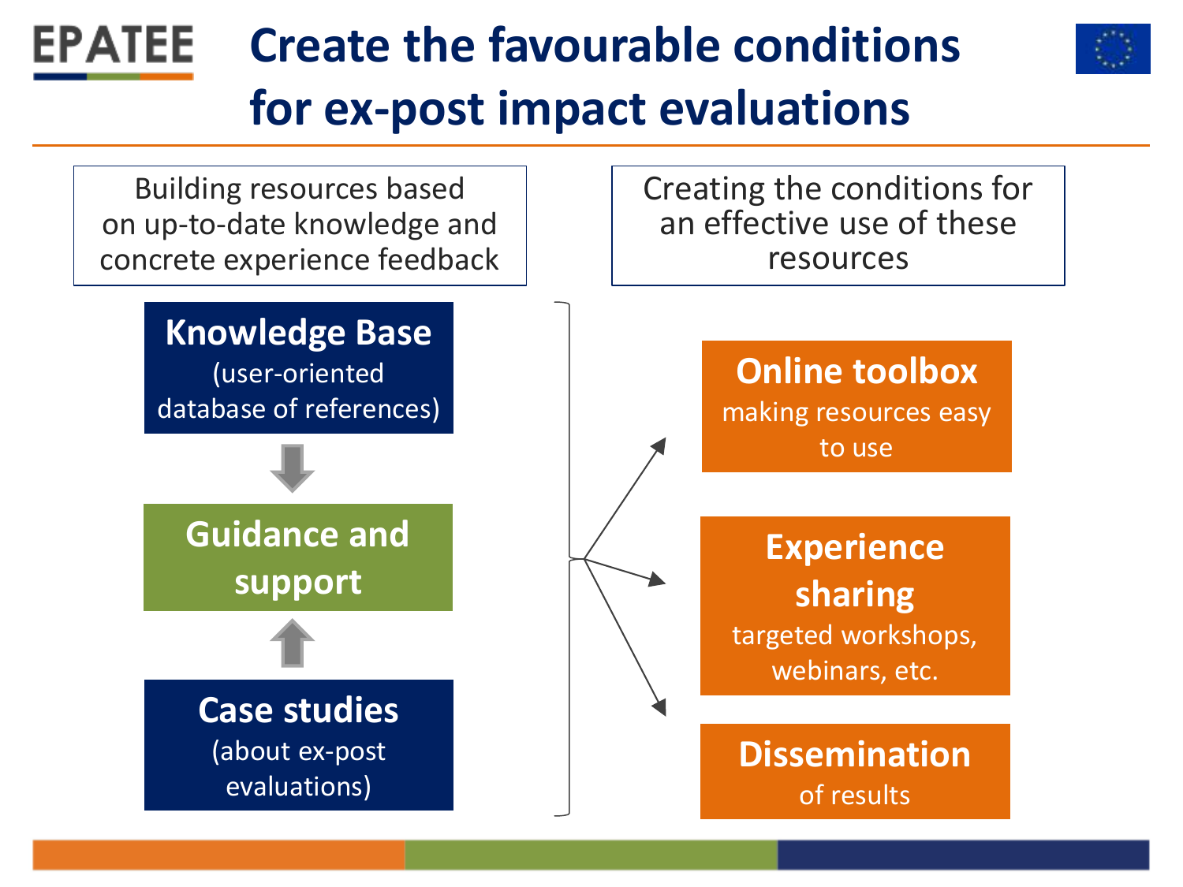# Create the favourable conditions for ex-post impact evaluations

**Building resources based on up-to-date knowledge and concrete experience feedback**

- **Knowledge Base** (user-oriented database of references)
- **Guidance and support**
- **Case studies** (about ex-post evaluations)

**Creating the conditions for an effective use of these resources**

- **Online toolbox** making resources easy to use
- **Experience sharing** targeted workshops, webinars, etc.
- **Dissemination** of results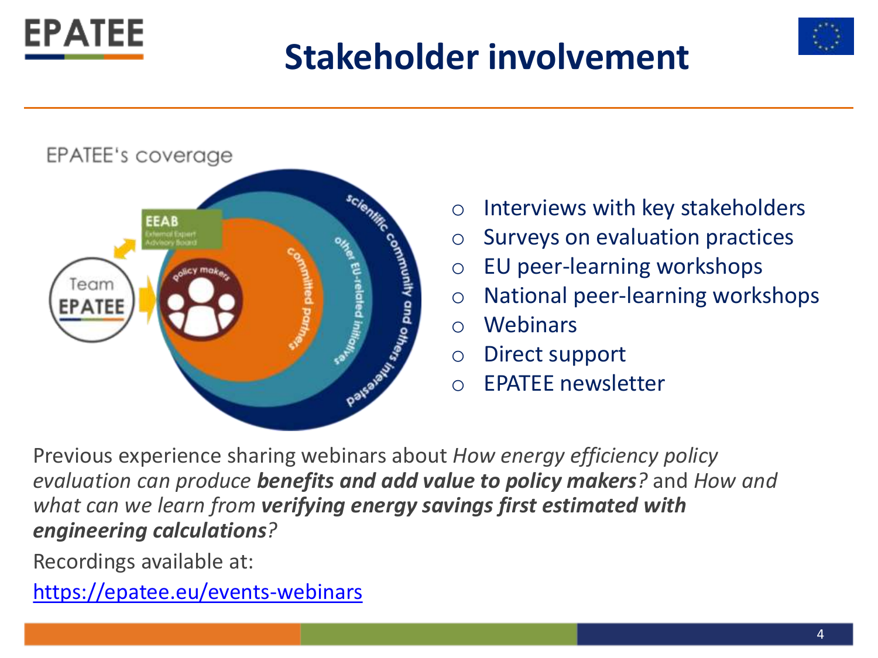# Stakeholder involvement

EPATEE's coverage

EEAB
External Expert Advisory Board

Team EPATEE

policy makers

committed partners

other EU-related initiatives

scientific community and others interested

- Interviews with key stakeholders
- Surveys on evaluation practices
- EU peer-learning workshops
- National peer-learning workshops
- Webinars
- Direct support
- EPATEE newsletter

Previous experience sharing webinars about *How energy efficiency policy evaluation can produce* ***benefits and add value to policy makers****?* and *How and what can we learn from* ***verifying energy savings first estimated with engineering calculations****?*

Recordings available at:

https://epatee.eu/events-webinars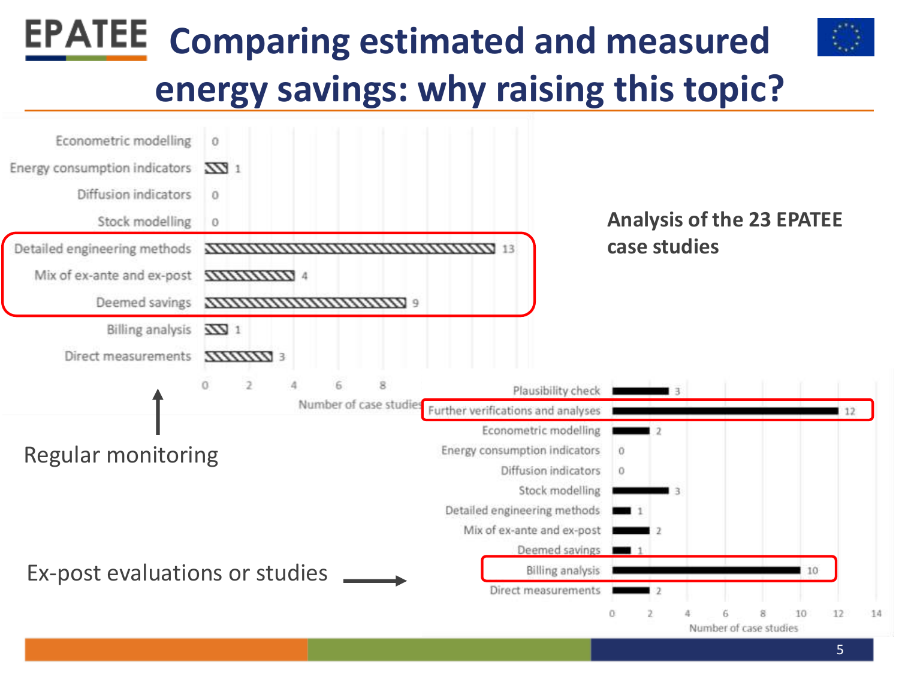# Comparing estimated and measured energy savings: why raising this topic?

**Analysis of the 23 EPATEE case studies**

Regular monitoring

| Method | Number of case studies |
|---|---|
| Econometric modelling | 0 |
| Energy consumption indicators | 1 |
| Diffusion indicators | 0 |
| Stock modelling | 0 |
| Detailed engineering methods | 13 |
| Mix of ex-ante and ex-post | 4 |
| Deemed savings | 9 |
| Billing analysis | 1 |
| Direct measurements | 3 |

Ex-post evaluations or studies

| Method | Number of case studies |
|---|---|
| Plausibility check | 3 |
| Further verifications and analyses | 12 |
| Econometric modelling | 2 |
| Energy consumption indicators | 0 |
| Diffusion indicators | 0 |
| Stock modelling | 3 |
| Detailed engineering methods | 1 |
| Mix of ex-ante and ex-post | 2 |
| Deemed savings | 1 |
| Billing analysis | 10 |
| Direct measurements | 2 |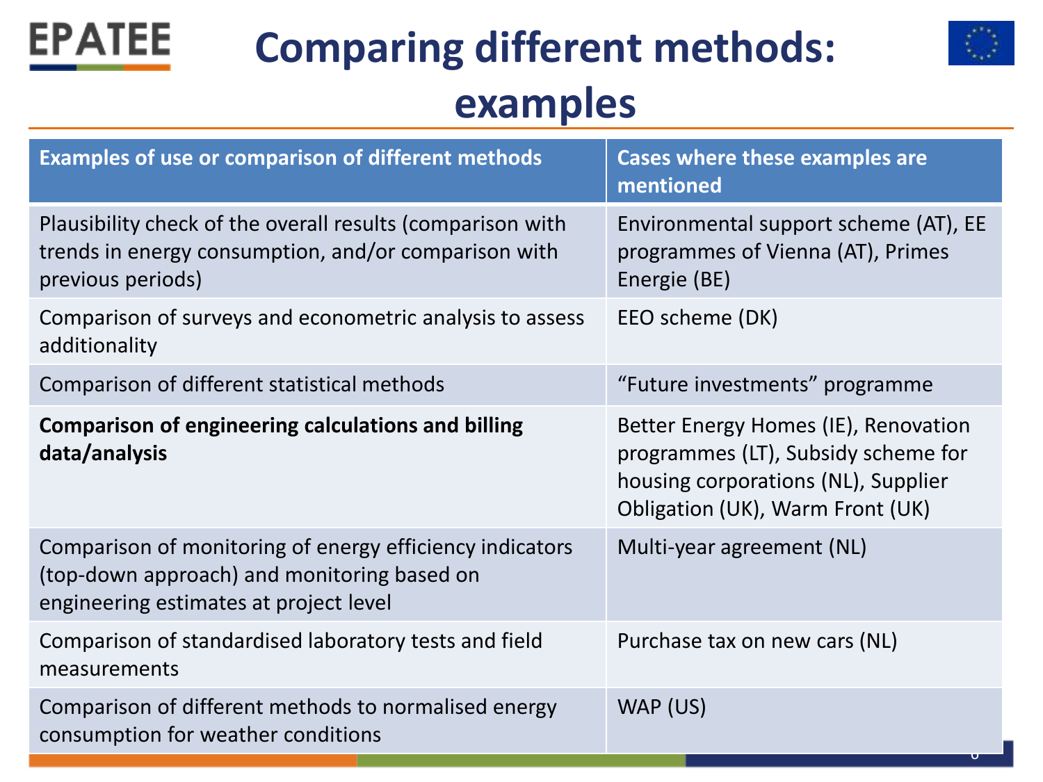# Comparing different methods: examples

| Examples of use or comparison of different methods | Cases where these examples are mentioned |
|---|---|
| Plausibility check of the overall results (comparison with trends in energy consumption, and/or comparison with previous periods) | Environmental support scheme (AT), EE programmes of Vienna (AT), Primes Energie (BE) |
| Comparison of surveys and econometric analysis to assess additionality | EEO scheme (DK) |
| Comparison of different statistical methods | "Future investments" programme |
| **Comparison of engineering calculations and billing data/analysis** | Better Energy Homes (IE), Renovation programmes (LT), Subsidy scheme for housing corporations (NL), Supplier Obligation (UK), Warm Front (UK) |
| Comparison of monitoring of energy efficiency indicators (top-down approach) and monitoring based on engineering estimates at project level | Multi-year agreement (NL) |
| Comparison of standardised laboratory tests and field measurements | Purchase tax on new cars (NL) |
| Comparison of different methods to normalised energy consumption for weather conditions | WAP (US) |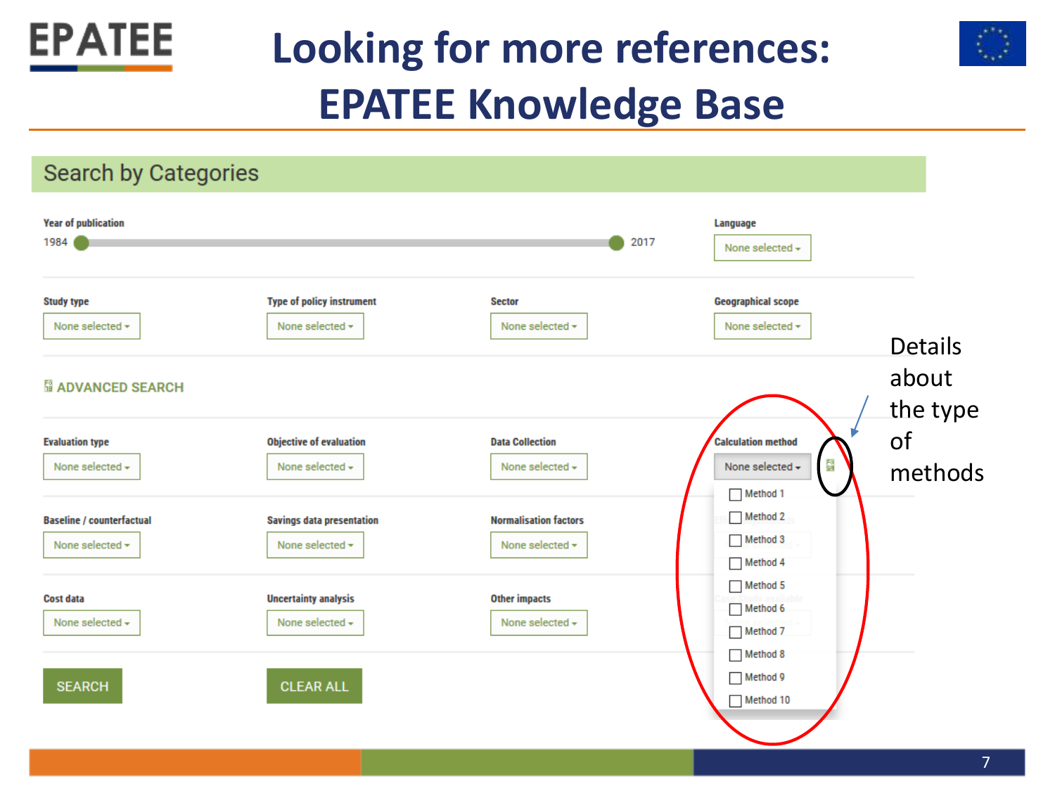# Looking for more references: EPATEE Knowledge Base

## Search by Categories

**Year of publication**

1984 — 2017

**Language**

None selected

**Study type**

None selected

**Type of policy instrument**

None selected

**Sector**

None selected

**Geographical scope**

None selected

**ADVANCED SEARCH**

**Evaluation type**

None selected

**Objective of evaluation**

None selected

**Data Collection**

None selected

**Calculation method**

None selected

- Method 1
- Method 2
- Method 3
- Method 4
- Method 5
- Method 6
- Method 7
- Method 8
- Method 9
- Method 10

**Baseline / counterfactual**

None selected

**Savings data presentation**

None selected

**Normalisation factors**

None selected

**Cost data**

None selected

**Uncertainty analysis**

None selected

**Other impacts**

None selected

SEARCH

CLEAR ALL

Details about the type of methods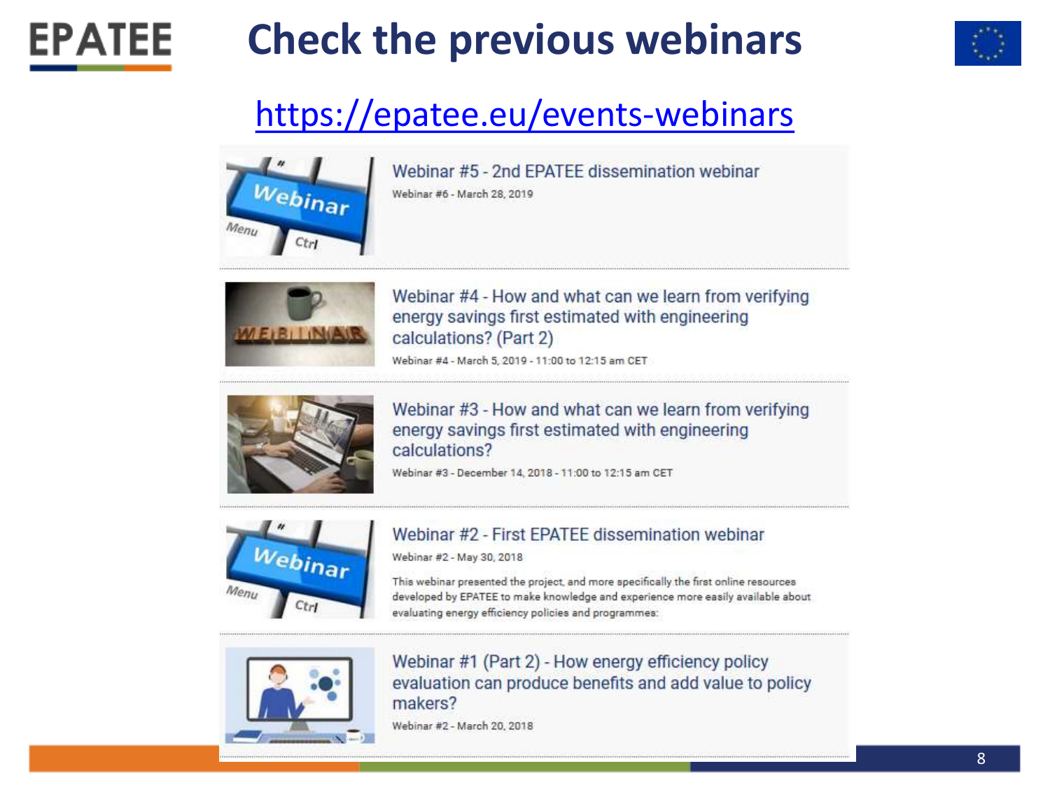# Check the previous webinars

https://epatee.eu/events-webinars

### Webinar #5 - 2nd EPATEE dissemination webinar

Webinar #6 - March 28, 2019

### Webinar #4 - How and what can we learn from verifying energy savings first estimated with engineering calculations? (Part 2)

Webinar #4 - March 5, 2019 - 11:00 to 12:15 am CET

### Webinar #3 - How and what can we learn from verifying energy savings first estimated with engineering calculations?

Webinar #3 - December 14, 2018 - 11:00 to 12:15 am CET

### Webinar #2 - First EPATEE dissemination webinar

Webinar #2 - May 30, 2018

This webinar presented the project, and more specifically the first online resources developed by EPATEE to make knowledge and experience more easily available about evaluating energy efficiency policies and programmes:

### Webinar #1 (Part 2) - How energy efficiency policy evaluation can produce benefits and add value to policy makers?

Webinar #2 - March 20, 2018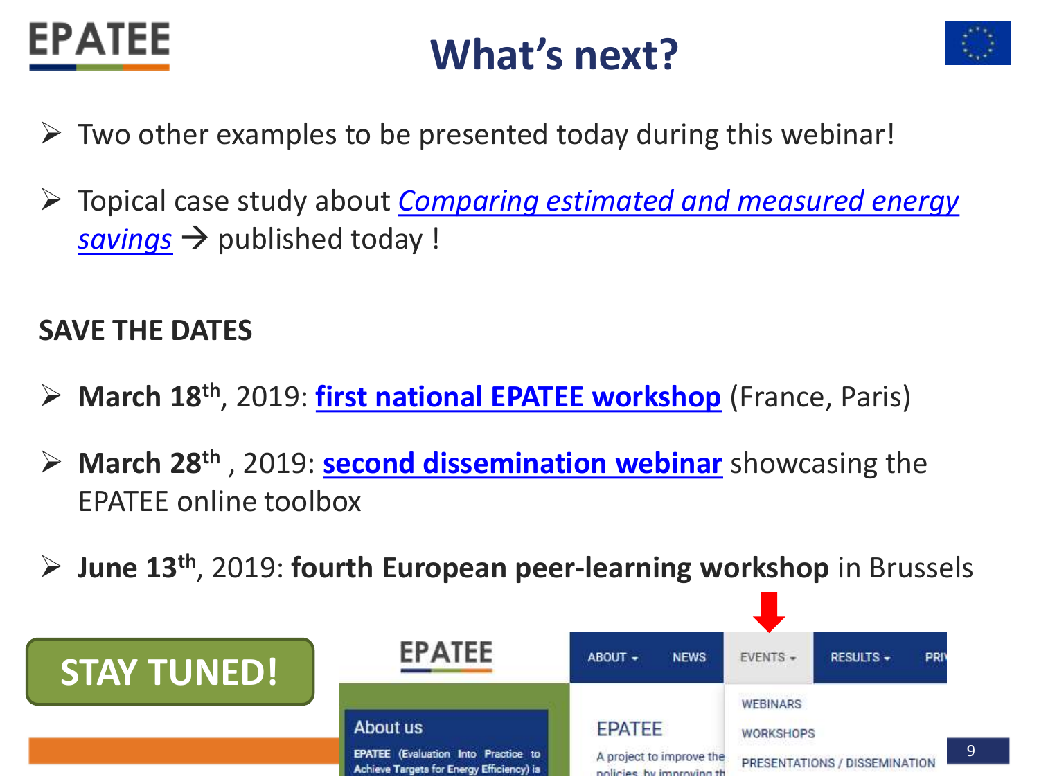# What's next?

- Two other examples to be presented today during this webinar!
- Topical case study about *Comparing estimated and measured energy savings* → published today !

**SAVE THE DATES**

- **March 18th**, 2019: **first national EPATEE workshop** (France, Paris)
- **March 28th** , 2019: **second dissemination webinar** showcasing the EPATEE online toolbox
- **June 13th**, 2019: **fourth European peer-learning workshop** in Brussels

**STAY TUNED!**

EPATEE

ABOUT ▾ NEWS EVENTS ▾ RESULTS ▾ PRI

WEBINARS

WORKSHOPS

PRESENTATIONS / DISSEMINATION

About us

EPATEE (Evaluation Into Practice to Achieve Targets for Energy Efficiency) is

EPATEE

A project to improve the policies by improving th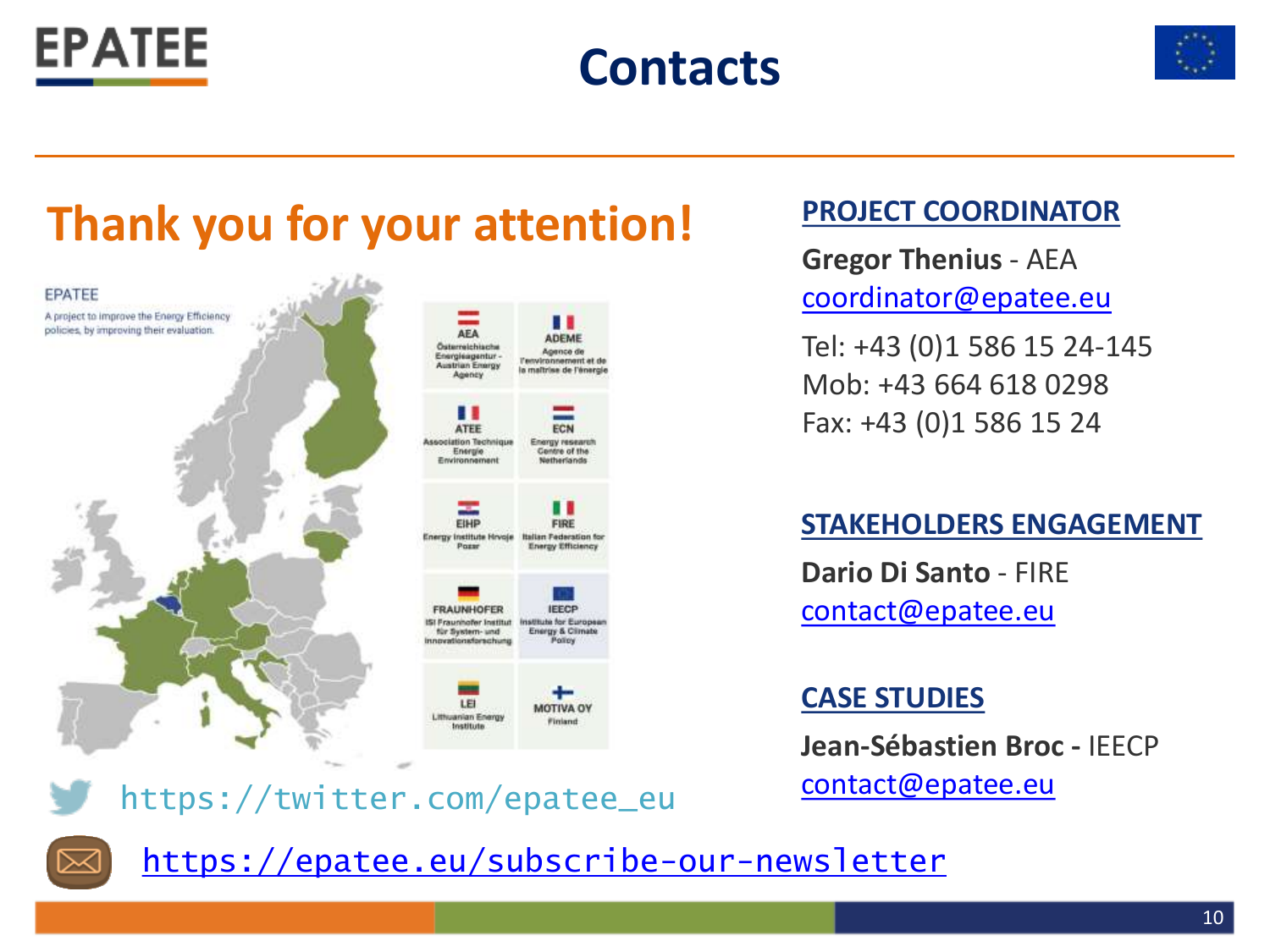# Contacts

## Thank you for your attention!

EPATEE

A project to improve the Energy Efficiency policies, by improving their evaluation.

AEA
Österreichische Energieagentur - Austrian Energy Agency

ADEME
Agence de l'environnement et de la maîtrise de l'énergie

ATEE
Association Technique Energie Environnement

ECN
Energy research Centre of the Netherlands

EIHP
Energy Institute Hrvoje Požar

FIRE
Italian Federation for Energy Efficiency

FRAUNHOFER
ISI Fraunhofer Institut für System- und Innovationsforschung

IEECP
Institute for European Energy & Climate Policy

LEI
Lithuanian Energy Institute

MOTIVA OY
Finland

https://twitter.com/epatee_eu

https://epatee.eu/subscribe-our-newsletter

### PROJECT COORDINATOR

**Gregor Thenius** - AEA
coordinator@epatee.eu

Tel: +43 (0)1 586 15 24-145
Mob: +43 664 618 0298
Fax: +43 (0)1 586 15 24

### STAKEHOLDERS ENGAGEMENT

**Dario Di Santo** - FIRE
contact@epatee.eu

### CASE STUDIES

**Jean-Sébastien Broc -** IEECP
contact@epatee.eu